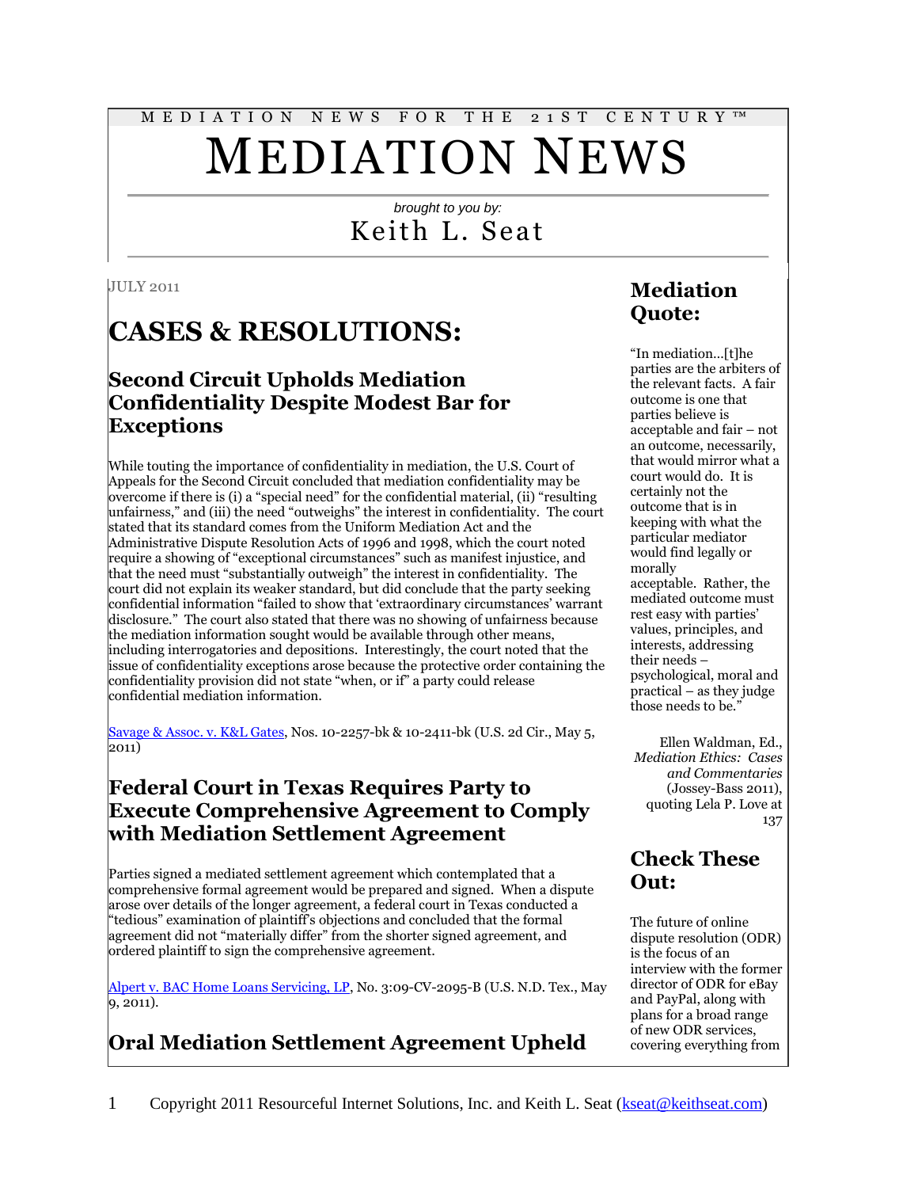MEDIATION NEWS FOR THE 21ST CENTURY™

# MEDIATION NEWS

*brought to you by:*

Keith L. Seat

JULY 2011

# CASES & RESOLUTIONS:

## Second Circuit Upholds Mediation Confidentiality Despite Modest Bar for Exceptions

While touting the importance of confidentiality in mediation, the U.S. Court of Appeals for the Second Circuit concluded that mediation confidentiality may be overcome if there is (i) a "special need" for the confidential material, (ii) "resulting unfairness," and (iii) the need "outweighs" the interest in confidentiality. The court stated that its standard comes from the Uniform Mediation Act and the Administrative Dispute Resolution Acts of 1996 and 1998, which the court noted require a showing of "exceptional circumstances" such as manifest injustice, and that the need must "substantially outweigh" the interest in confidentiality. The court did not explain its weaker standard, but did conclude that the party seeking confidential information "failed to show that 'extraordinary circumstances' warrant disclosure." The court also stated that there was no showing of unfairness because the mediation information sought would be available through other means, including interrogatories and depositions. Interestingly, the court noted that the issue of confidentiality exceptions arose because the protective order containing the confidentiality provision did not state "when, or if" a party could release confidential mediation information.

Savage & Assoc. v. K&L Gates, Nos. 10-2257-bk & 10-2411-bk (U.S. 2d Cir., May 5, 2011)

## Federal Court in Texas Requires Party to Execute Comprehensive Agreement to Comply with Mediation Settlement Agreement

Parties signed a mediated settlement agreement which contemplated that a comprehensive formal agreement would be prepared and signed. When a dispute arose over details of the longer agreement, a federal court in Texas conducted a "tedious" examination of plaintiff's objections and concluded that the formal agreement did not "materially differ" from the shorter signed agreement, and ordered plaintiff to sign the comprehensive agreement.

Alpert v. BAC Home Loans Servicing, LP, No. 3:09-CV-2095-B (U.S. N.D. Tex., May 9, 2011).

## Oral Mediation Settlement Agreement Upheld

## Mediation Quote:

"In mediation…[t]he parties are the arbiters of the relevant facts. A fair outcome is one that parties believe is acceptable and fair – not an outcome, necessarily, that would mirror what a court would do. It is certainly not the outcome that is in keeping with what the particular mediator would find legally or morally acceptable. Rather, the mediated outcome must rest easy with parties' values, principles, and interests, addressing their needs – psychological, moral and practical – as they judge those needs to be."

Ellen Waldman, Ed., *Mediation Ethics: Cases and Commentaries* (Jossey-Bass 2011), quoting Lela P. Love at 137

## Check These Out:

The future of online dispute resolution (ODR) is the focus of an interview with the former director of ODR for eBay and PayPal, along with plans for a broad range of new ODR services, covering everything from

Copyright 2011 Resourceful Internet Solutions, Inc. and Keith L. Seat (kseat@keithseat.com)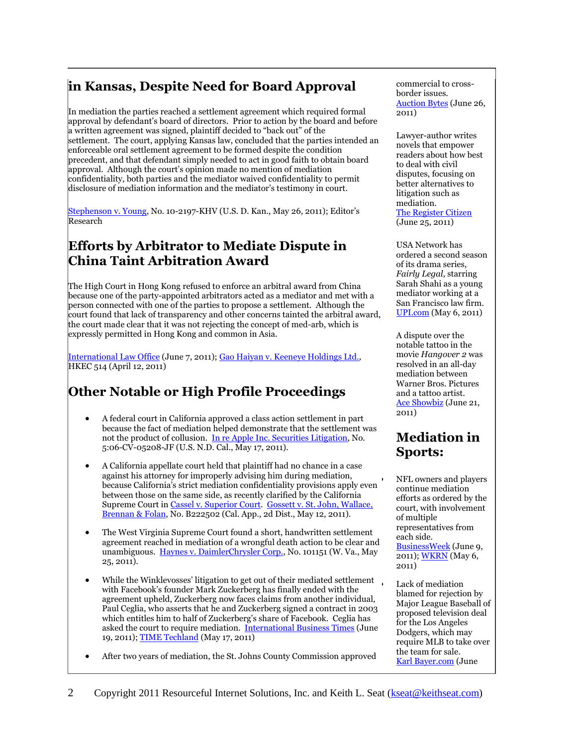## in Kansas, Despite Need for Board Approval

In mediation the parties reached a settlement agreement which required formal approval by defendant's board of directors. Prior to action by the board and before a written agreement was signed, plaintiff decided to "back out" of the settlement. The court, applying Kansas law, concluded that the parties intended an enforceable oral settlement agreement to be formed despite the condition precedent, and that defendant simply needed to act in good faith to obtain board approval. Although the court's opinion made no mention of mediation confidentiality, both parties and the mediator waived confidentiality to permit disclosure of mediation information and the mediator's testimony in court.

Stephenson v. Young, No. 10-2197-KHV (U.S. D. Kan., May 26, 2011); Editor's Research

## Efforts by Arbitrator to Mediate Dispute in China Taint Arbitration Award

The High Court in Hong Kong refused to enforce an arbitral award from China because one of the party-appointed arbitrators acted as a mediator and met with a person connected with one of the parties to propose a settlement. Although the court found that lack of transparency and other concerns tainted the arbitral award, the court made clear that it was not rejecting the concept of med-arb, which is expressly permitted in Hong Kong and common in Asia.

International Law Office (June 7, 2011); Gao Haiyan v. Keeneye Holdings Ltd., HKEC 514 (April 12, 2011)

## Other Notable or High Profile Proceedings

- A federal court in California approved a class action settlement in part because the fact of mediation helped demonstrate that the settlement was not the product of collusion. In re Apple Inc. Securities Litigation, No. 5:06-CV-05208-JF (U.S. N.D. Cal., May 17, 2011).

- A California appellate court held that plaintiff had no chance in a case against his attorney for improperly advising him during mediation, because California's strict mediation confidentiality provisions apply even between those on the same side, as recently clarified by the California Supreme Court in Cassel v. Superior Court. Gossett v. St. John, Wallace, Brennan & Folan, No. B222502 (Cal. App., 2d Dist., May 12, 2011).

- The West Virginia Supreme Court found a short, handwritten settlement agreement reached in mediation of a wrongful death action to be clear and unambiguous. Haynes v. DaimlerChrysler Corp., No. 101151 (W. Va., May 25, 2011).

- While the Winklevosses' litigation to get out of their mediated settlement with Facebook's founder Mark Zuckerberg has finally ended with the agreement upheld, Zuckerberg now faces claims from another individual, Paul Ceglia, who asserts that he and Zuckerberg signed a contract in 2003 which entitles him to half of Zuckerberg's share of Facebook. Ceglia has asked the court to require mediation. International Business Times (June 19, 2011); TIME Techland (May 17, 2011)

- After two years of mediation, the St. Johns County Commission approved

commercial to cross-border issues. Auction Bytes (June 26, 2011)

Lawyer-author writes novels that empower readers about how best to deal with civil disputes, focusing on better alternatives to litigation such as mediation. The Register Citizen (June 25, 2011)

USA Network has ordered a second season of its drama series, *Fairly Legal*, starring Sarah Shahi as a young mediator working at a San Francisco law firm. UPI.com (May 6, 2011)

A dispute over the notable tattoo in the movie *Hangover 2* was resolved in an all-day mediation between Warner Bros. Pictures and a tattoo artist. Ace Showbiz (June 21, 2011)

## Mediation in Sports:

- NFL owners and players continue mediation efforts as ordered by the court, with involvement of multiple representatives from each side. BusinessWeek (June 9, 2011); WKRN (May 6, 2011)

- Lack of mediation blamed for rejection by Major League Baseball of proposed television deal for the Los Angeles Dodgers, which may require MLB to take over the team for sale. Karl Bayer.com (June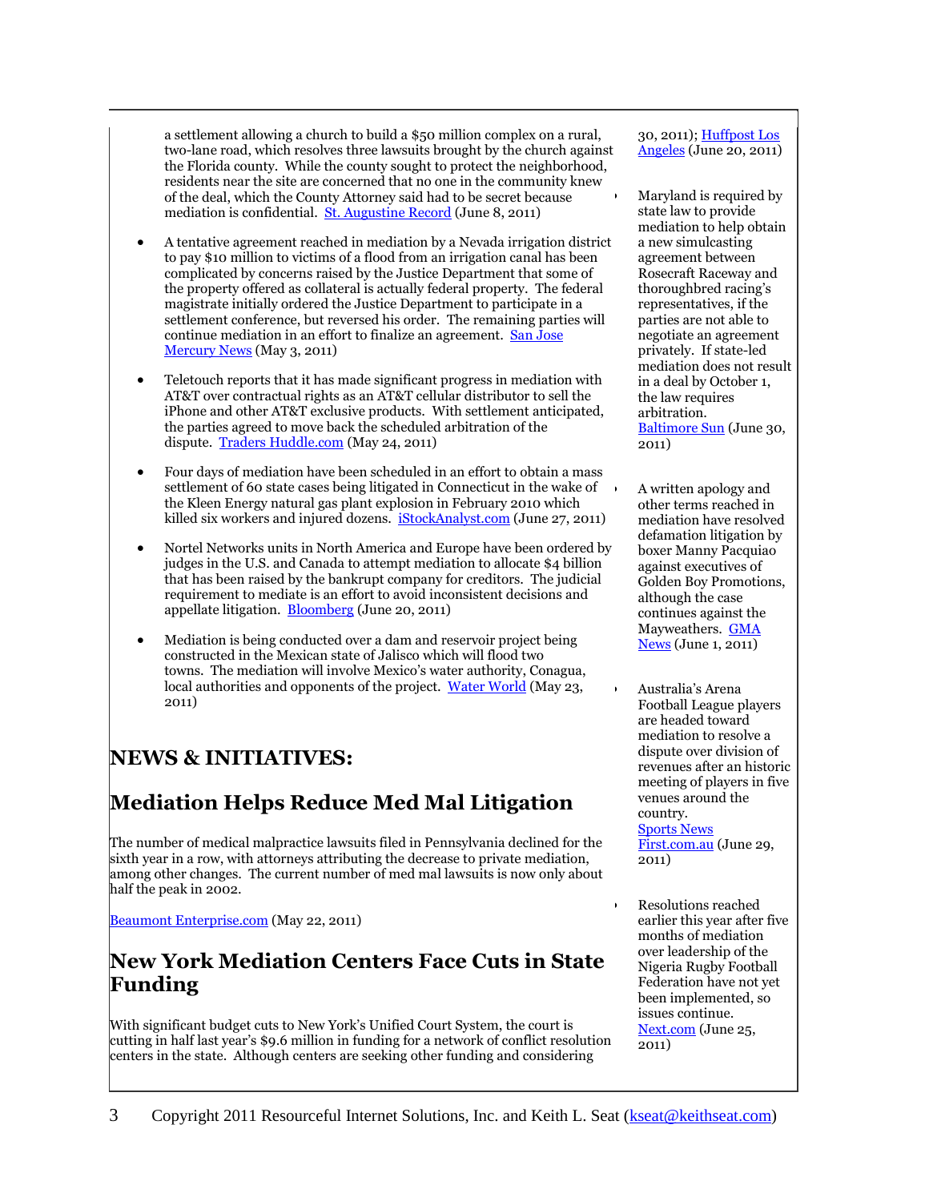a settlement allowing a church to build a $50 million complex on a rural, two-lane road, which resolves three lawsuits brought by the church against the Florida county. While the county sought to protect the neighborhood, residents near the site are concerned that no one in the community knew of the deal, which the County Attorney said had to be secret because mediation is confidential. [St. Augustine Record](#) (June 8, 2011)

- A tentative agreement reached in mediation by a Nevada irrigation district to pay $10 million to victims of a flood from an irrigation canal has been complicated by concerns raised by the Justice Department that some of the property offered as collateral is actually federal property. The federal magistrate initially ordered the Justice Department to participate in a settlement conference, but reversed his order. The remaining parties will continue mediation in an effort to finalize an agreement. [San Jose Mercury News](#) (May 3, 2011)

- Teletouch reports that it has made significant progress in mediation with AT&T over contractual rights as an AT&T cellular distributor to sell the iPhone and other AT&T exclusive products. With settlement anticipated, the parties agreed to move back the scheduled arbitration of the dispute. [Traders Huddle.com](#) (May 24, 2011)

- Four days of mediation have been scheduled in an effort to obtain a mass settlement of 60 state cases being litigated in Connecticut in the wake of the Kleen Energy natural gas plant explosion in February 2010 which killed six workers and injured dozens. [iStockAnalyst.com](#) (June 27, 2011)

- Nortel Networks units in North America and Europe have been ordered by judges in the U.S. and Canada to attempt mediation to allocate $4 billion that has been raised by the bankrupt company for creditors. The judicial requirement to mediate is an effort to avoid inconsistent decisions and appellate litigation. [Bloomberg](#) (June 20, 2011)

- Mediation is being conducted over a dam and reservoir project being constructed in the Mexican state of Jalisco which will flood two towns. The mediation will involve Mexico's water authority, Conagua, local authorities and opponents of the project. [Water World](#) (May 23, 2011)

# NEWS & INITIATIVES:

## Mediation Helps Reduce Med Mal Litigation

The number of medical malpractice lawsuits filed in Pennsylvania declined for the sixth year in a row, with attorneys attributing the decrease to private mediation, among other changes. The current number of med mal lawsuits is now only about half the peak in 2002.

[Beaumont Enterprise.com](#) (May 22, 2011)

## New York Mediation Centers Face Cuts in State Funding

With significant budget cuts to New York's Unified Court System, the court is cutting in half last year's $9.6 million in funding for a network of conflict resolution centers in the state. Although centers are seeking other funding and considering

30, 2011); [Huffpost Los Angeles](#) (June 20, 2011)

- Maryland is required by state law to provide mediation to help obtain a new simulcasting agreement between Rosecraft Raceway and thoroughbred racing's representatives, if the parties are not able to negotiate an agreement privately. If state-led mediation does not result in a deal by October 1, the law requires arbitration. [Baltimore Sun](#) (June 30, 2011)

- A written apology and other terms reached in mediation have resolved defamation litigation by boxer Manny Pacquiao against executives of Golden Boy Promotions, although the case continues against the Mayweathers. [GMA News](#) (June 1, 2011)

- Australia's Arena Football League players are headed toward mediation to resolve a dispute over division of revenues after an historic meeting of players in five venues around the country. [Sports News First.com.au](#) (June 29, 2011)

- Resolutions reached earlier this year after five months of mediation over leadership of the Nigeria Rugby Football Federation have not yet been implemented, so issues continue. [Next.com](#) (June 25, 2011)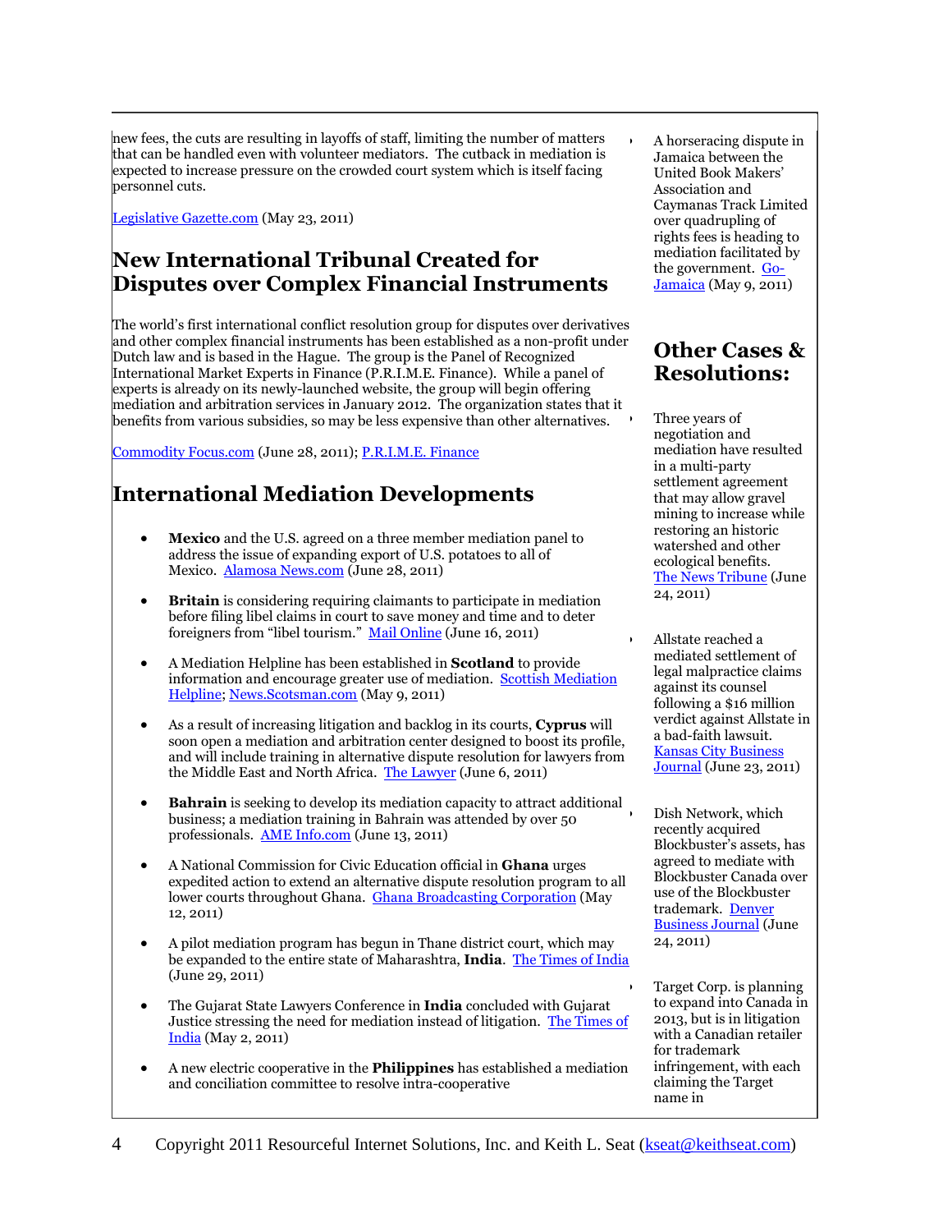new fees, the cuts are resulting in layoffs of staff, limiting the number of matters that can be handled even with volunteer mediators. The cutback in mediation is expected to increase pressure on the crowded court system which is itself facing personnel cuts.

Legislative Gazette.com (May 23, 2011)

## New International Tribunal Created for Disputes over Complex Financial Instruments

The world's first international conflict resolution group for disputes over derivatives and other complex financial instruments has been established as a non-profit under Dutch law and is based in the Hague. The group is the Panel of Recognized International Market Experts in Finance (P.R.I.M.E. Finance). While a panel of experts is already on its newly-launched website, the group will begin offering mediation and arbitration services in January 2012. The organization states that it benefits from various subsidies, so may be less expensive than other alternatives.

Commodity Focus.com (June 28, 2011); P.R.I.M.E. Finance

## International Mediation Developments

- **Mexico** and the U.S. agreed on a three member mediation panel to address the issue of expanding export of U.S. potatoes to all of Mexico. Alamosa News.com (June 28, 2011)
- **Britain** is considering requiring claimants to participate in mediation before filing libel claims in court to save money and time and to deter foreigners from "libel tourism." Mail Online (June 16, 2011)
- A Mediation Helpline has been established in **Scotland** to provide information and encourage greater use of mediation. Scottish Mediation Helpline; News.Scotsman.com (May 9, 2011)
- As a result of increasing litigation and backlog in its courts, **Cyprus** will soon open a mediation and arbitration center designed to boost its profile, and will include training in alternative dispute resolution for lawyers from the Middle East and North Africa. The Lawyer (June 6, 2011)
- **Bahrain** is seeking to develop its mediation capacity to attract additional business; a mediation training in Bahrain was attended by over 50 professionals. AME Info.com (June 13, 2011)
- A National Commission for Civic Education official in **Ghana** urges expedited action to extend an alternative dispute resolution program to all lower courts throughout Ghana. Ghana Broadcasting Corporation (May 12, 2011)
- A pilot mediation program has begun in Thane district court, which may be expanded to the entire state of Maharashtra, **India**. The Times of India (June 29, 2011)
- The Gujarat State Lawyers Conference in **India** concluded with Gujarat Justice stressing the need for mediation instead of litigation. The Times of India (May 2, 2011)
- A new electric cooperative in the **Philippines** has established a mediation and conciliation committee to resolve intra-cooperative

- A horseracing dispute in Jamaica between the United Book Makers' Association and Caymanas Track Limited over quadrupling of rights fees is heading to mediation facilitated by the government. Go-Jamaica (May 9, 2011)

## Other Cases & Resolutions:

- Three years of negotiation and mediation have resulted in a multi-party settlement agreement that may allow gravel mining to increase while restoring an historic watershed and other ecological benefits. The News Tribune (June 24, 2011)
- Allstate reached a mediated settlement of legal malpractice claims against its counsel following a $16 million verdict against Allstate in a bad-faith lawsuit. Kansas City Business Journal (June 23, 2011)
- Dish Network, which recently acquired Blockbuster's assets, has agreed to mediate with Blockbuster Canada over use of the Blockbuster trademark. Denver Business Journal (June 24, 2011)
- Target Corp. is planning to expand into Canada in 2013, but is in litigation with a Canadian retailer for trademark infringement, with each claiming the Target name in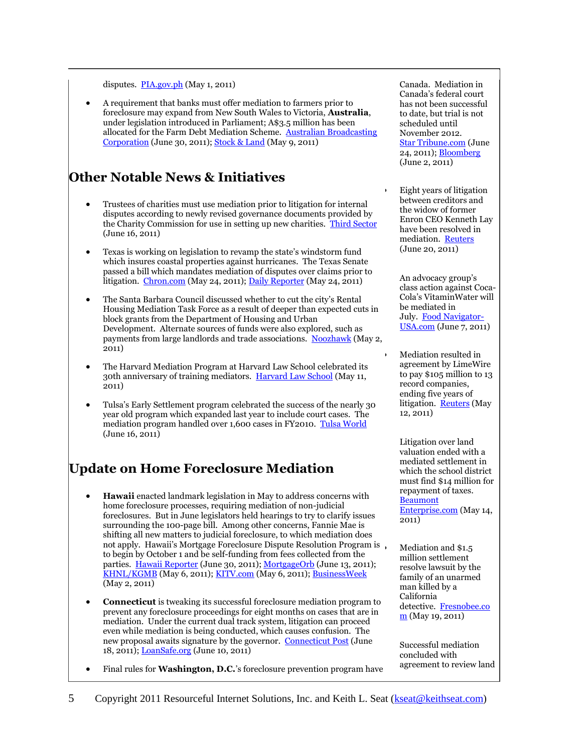disputes. PIA.gov.ph (May 1, 2011)

- A requirement that banks must offer mediation to farmers prior to foreclosure may expand from New South Wales to Victoria, **Australia**, under legislation introduced in Parliament; A$3.5 million has been allocated for the Farm Debt Mediation Scheme. Australian Broadcasting Corporation (June 30, 2011); Stock & Land (May 9, 2011)

## Other Notable News & Initiatives

- Trustees of charities must use mediation prior to litigation for internal disputes according to newly revised governance documents provided by the Charity Commission for use in setting up new charities. Third Sector (June 16, 2011)

- Texas is working on legislation to revamp the state's windstorm fund which insures coastal properties against hurricanes. The Texas Senate passed a bill which mandates mediation of disputes over claims prior to litigation. Chron.com (May 24, 2011); Daily Reporter (May 24, 2011)

- The Santa Barbara Council discussed whether to cut the city's Rental Housing Mediation Task Force as a result of deeper than expected cuts in block grants from the Department of Housing and Urban Development. Alternate sources of funds were also explored, such as payments from large landlords and trade associations. Noozhawk (May 2, 2011)

- The Harvard Mediation Program at Harvard Law School celebrated its 30th anniversary of training mediators. Harvard Law School (May 11, 2011)

- Tulsa's Early Settlement program celebrated the success of the nearly 30 year old program which expanded last year to include court cases. The mediation program handled over 1,600 cases in FY2010. Tulsa World (June 16, 2011)

## Update on Home Foreclosure Mediation

- **Hawaii** enacted landmark legislation in May to address concerns with home foreclosure processes, requiring mediation of non-judicial foreclosures. But in June legislators held hearings to try to clarify issues surrounding the 100-page bill. Among other concerns, Fannie Mae is shifting all new matters to judicial foreclosure, to which mediation does not apply. Hawaii's Mortgage Foreclosure Dispute Resolution Program is to begin by October 1 and be self-funding from fees collected from the parties. Hawaii Reporter (June 30, 2011); MortgageOrb (June 13, 2011); KHNL/KGMB (May 6, 2011); KITV.com (May 6, 2011); BusinessWeek (May 2, 2011)

- **Connecticut** is tweaking its successful foreclosure mediation program to prevent any foreclosure proceedings for eight months on cases that are in mediation. Under the current dual track system, litigation can proceed even while mediation is being conducted, which causes confusion. The new proposal awaits signature by the governor. Connecticut Post (June 18, 2011); LoanSafe.org (June 10, 2011)

- Final rules for **Washington, D.C.**'s foreclosure prevention program have

Canada. Mediation in Canada's federal court has not been successful to date, but trial is not scheduled until November 2012. Star Tribune.com (June 24, 2011); Bloomberg (June 2, 2011)

- Eight years of litigation between creditors and the widow of former Enron CEO Kenneth Lay have been resolved in mediation. Reuters (June 20, 2011)

- An advocacy group's class action against Coca-Cola's VitaminWater will be mediated in July. Food Navigator-USA.com (June 7, 2011)

- Mediation resulted in agreement by LimeWire to pay $105 million to 13 record companies, ending five years of litigation. Reuters (May 12, 2011)

- Litigation over land valuation ended with a mediated settlement in which the school district must find $14 million for repayment of taxes. Beaumont Enterprise.com (May 14, 2011)

- Mediation and $1.5 million settlement resolve lawsuit by the family of an unarmed man killed by a California detective. Fresnobee.com (May 19, 2011)

- Successful mediation concluded with agreement to review land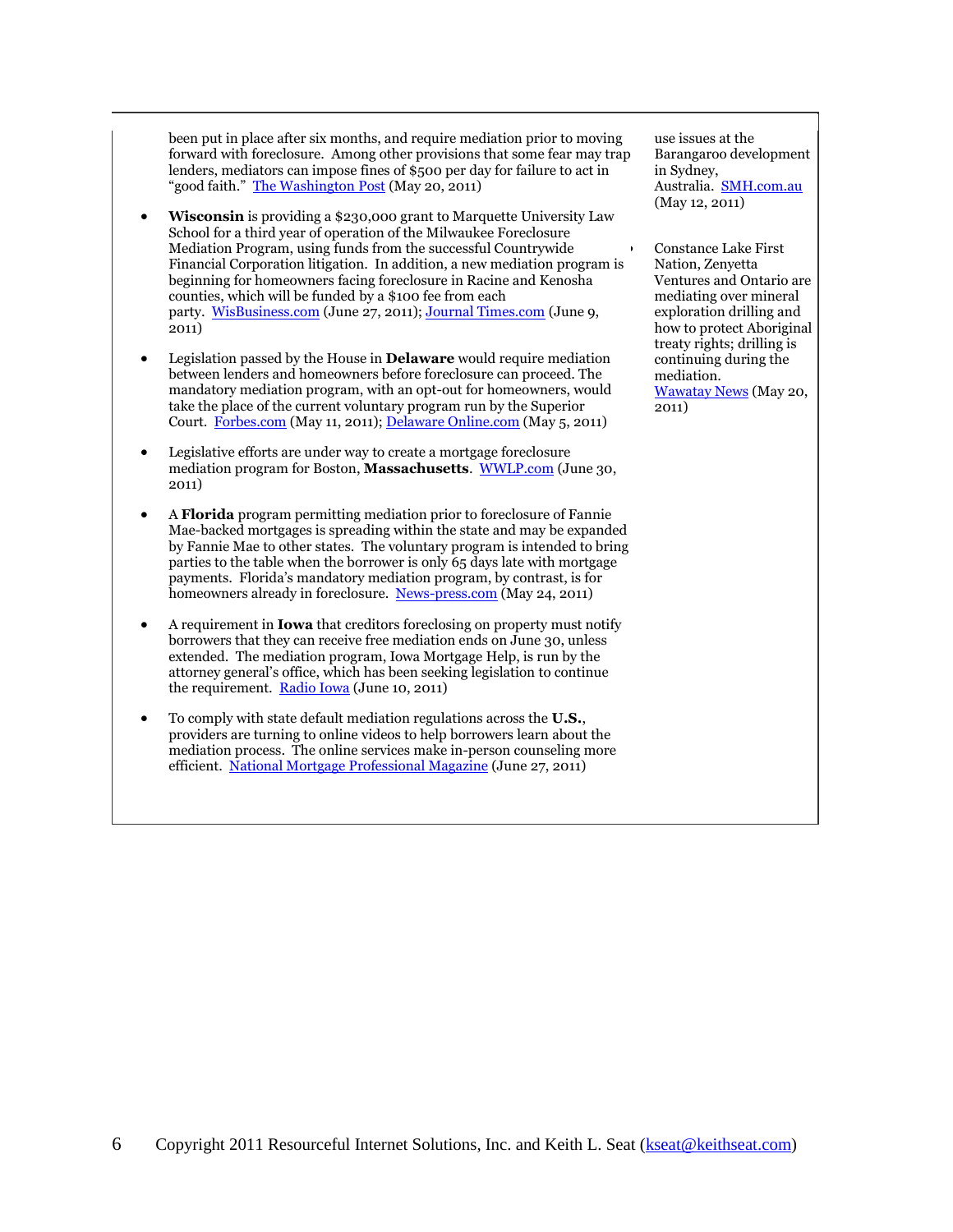been put in place after six months, and require mediation prior to moving forward with foreclosure. Among other provisions that some fear may trap lenders, mediators can impose fines of $500 per day for failure to act in "good faith." The Washington Post (May 20, 2011)

- **Wisconsin** is providing a $230,000 grant to Marquette University Law School for a third year of operation of the Milwaukee Foreclosure Mediation Program, using funds from the successful Countrywide Financial Corporation litigation. In addition, a new mediation program is beginning for homeowners facing foreclosure in Racine and Kenosha counties, which will be funded by a $100 fee from each party. WisBusiness.com (June 27, 2011); Journal Times.com (June 9, 2011)

- Legislation passed by the House in **Delaware** would require mediation between lenders and homeowners before foreclosure can proceed. The mandatory mediation program, with an opt-out for homeowners, would take the place of the current voluntary program run by the Superior Court. Forbes.com (May 11, 2011); Delaware Online.com (May 5, 2011)

- Legislative efforts are under way to create a mortgage foreclosure mediation program for Boston, **Massachusetts**. WWLP.com (June 30, 2011)

- A **Florida** program permitting mediation prior to foreclosure of Fannie Mae-backed mortgages is spreading within the state and may be expanded by Fannie Mae to other states. The voluntary program is intended to bring parties to the table when the borrower is only 65 days late with mortgage payments. Florida's mandatory mediation program, by contrast, is for homeowners already in foreclosure. News-press.com (May 24, 2011)

- A requirement in **Iowa** that creditors foreclosing on property must notify borrowers that they can receive free mediation ends on June 30, unless extended. The mediation program, Iowa Mortgage Help, is run by the attorney general's office, which has been seeking legislation to continue the requirement. Radio Iowa (June 10, 2011)

- To comply with state default mediation regulations across the **U.S.**, providers are turning to online videos to help borrowers learn about the mediation process. The online services make in-person counseling more efficient. National Mortgage Professional Magazine (June 27, 2011)

use issues at the Barangaroo development in Sydney, Australia. SMH.com.au (May 12, 2011)

- Constance Lake First Nation, Zenyetta Ventures and Ontario are mediating over mineral exploration drilling and how to protect Aboriginal treaty rights; drilling is continuing during the mediation. Wawatay News (May 20, 2011)

Copyright 2011 Resourceful Internet Solutions, Inc. and Keith L. Seat (kseat@keithseat.com)